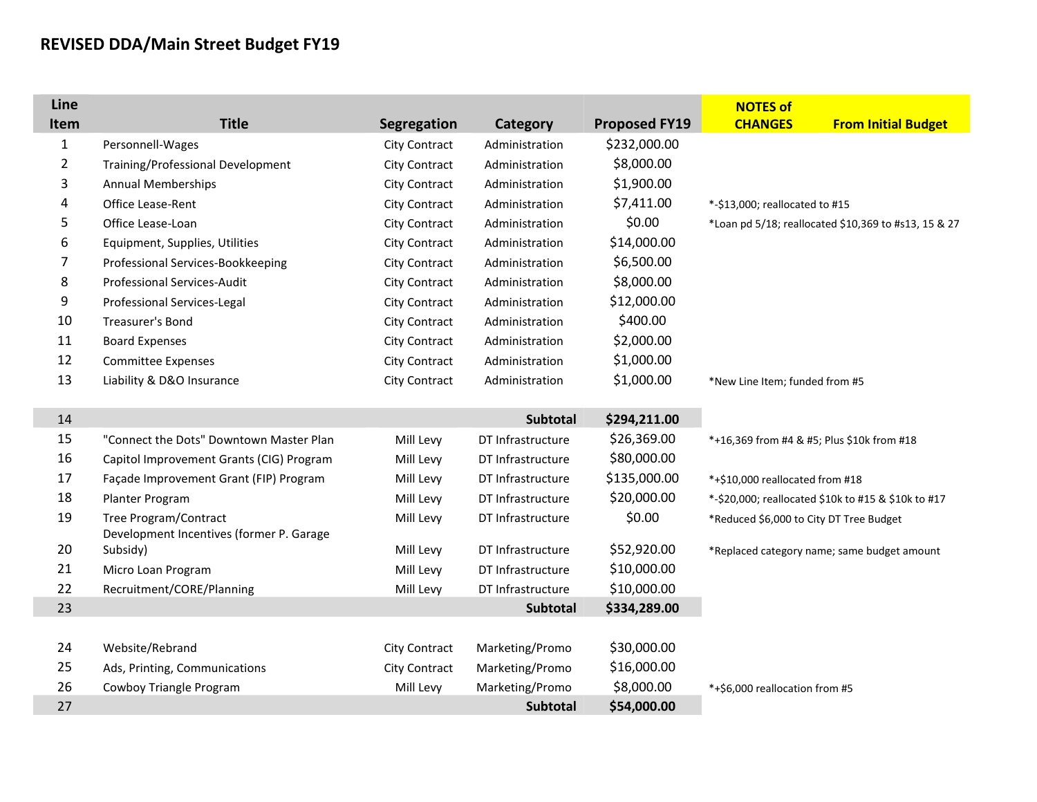# REVISED DDA/Main Street Budget FY19

| Line Item | Title | Segregation | Category | Proposed FY19 | NOTES of CHANGES From Initial Budget |
|---|---|---|---|---|---|
| 1 | Personnell-Wages | City Contract | Administration | $232,000.00 | |
| 2 | Training/Professional Development | City Contract | Administration | $8,000.00 | |
| 3 | Annual Memberships | City Contract | Administration | $1,900.00 | |
| 4 | Office Lease-Rent | City Contract | Administration | $7,411.00 | *-$13,000; reallocated to #15 |
| 5 | Office Lease-Loan | City Contract | Administration | $0.00 | *Loan pd 5/18; reallocated $10,369 to #s13, 15 & 27 |
| 6 | Equipment, Supplies, Utilities | City Contract | Administration | $14,000.00 | |
| 7 | Professional Services-Bookkeeping | City Contract | Administration | $6,500.00 | |
| 8 | Professional Services-Audit | City Contract | Administration | $8,000.00 | |
| 9 | Professional Services-Legal | City Contract | Administration | $12,000.00 | |
| 10 | Treasurer's Bond | City Contract | Administration | $400.00 | |
| 11 | Board Expenses | City Contract | Administration | $2,000.00 | |
| 12 | Committee Expenses | City Contract | Administration | $1,000.00 | |
| 13 | Liability & D&O Insurance | City Contract | Administration | $1,000.00 | *New Line Item; funded from #5 |
| 14 | | | **Subtotal** | **$294,211.00** | |
| 15 | "Connect the Dots" Downtown Master Plan | Mill Levy | DT Infrastructure | $26,369.00 | *+16,369 from #4 & #5; Plus $10k from #18 |
| 16 | Capitol Improvement Grants (CIG) Program | Mill Levy | DT Infrastructure | $80,000.00 | |
| 17 | Façade Improvement Grant (FIP) Program | Mill Levy | DT Infrastructure | $135,000.00 | *+$10,000 reallocated from #18 |
| 18 | Planter Program | Mill Levy | DT Infrastructure | $20,000.00 | *-$20,000; reallocated $10k to #15 & $10k to #17 |
| 19 | Tree Program/Contract | Mill Levy | DT Infrastructure | $0.00 | *Reduced $6,000 to City DT Tree Budget |
| 20 | Development Incentives (former P. Garage Subsidy) | Mill Levy | DT Infrastructure | $52,920.00 | *Replaced category name; same budget amount |
| 21 | Micro Loan Program | Mill Levy | DT Infrastructure | $10,000.00 | |
| 22 | Recruitment/CORE/Planning | Mill Levy | DT Infrastructure | $10,000.00 | |
| 23 | | | **Subtotal** | **$334,289.00** | |
| 24 | Website/Rebrand | City Contract | Marketing/Promo | $30,000.00 | |
| 25 | Ads, Printing, Communications | City Contract | Marketing/Promo | $16,000.00 | |
| 26 | Cowboy Triangle Program | Mill Levy | Marketing/Promo | $8,000.00 | *+$6,000 reallocation from #5 |
| 27 | | | **Subtotal** | **$54,000.00** | |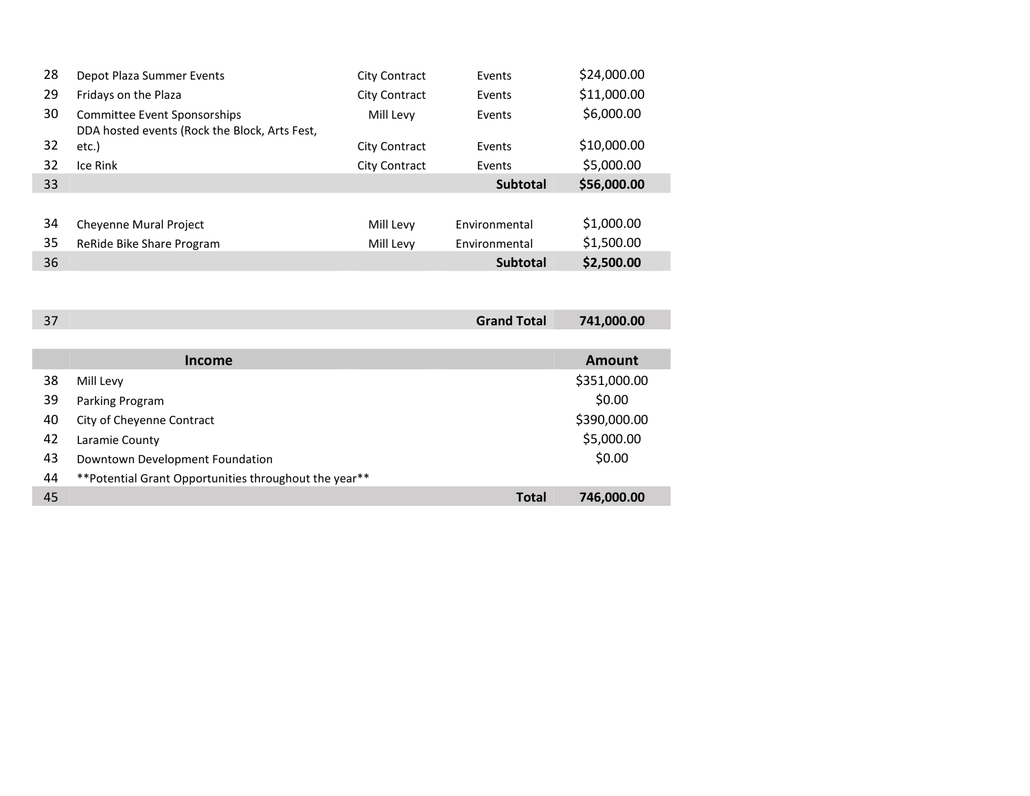| | | | | |
|---|---|---|---|---|
| 28 | Depot Plaza Summer Events | City Contract | Events | $24,000.00 |
| 29 | Fridays on the Plaza | City Contract | Events | $11,000.00 |
| 30 | Committee Event Sponsorships | Mill Levy | Events | $6,000.00 |
| 32 | DDA hosted events (Rock the Block, Arts Fest, etc.) | City Contract | Events | $10,000.00 |
| 32 | Ice Rink | City Contract | Events | $5,000.00 |
| 33 | | | **Subtotal** | **$56,000.00** |
| | | | | |
| 34 | Cheyenne Mural Project | Mill Levy | Environmental | $1,000.00 |
| 35 | ReRide Bike Share Program | Mill Levy | Environmental | $1,500.00 |
| 36 | | | **Subtotal** | **$2,500.00** |
| | | | | |
| 37 | | | **Grand Total** | **741,000.00** |

| | Income | Amount |
|---|---|---|
| 38 | Mill Levy | $351,000.00 |
| 39 | Parking Program | $0.00 |
| 40 | City of Cheyenne Contract | $390,000.00 |
| 42 | Laramie County | $5,000.00 |
| 43 | Downtown Development Foundation | $0.00 |
| 44 | **Potential Grant Opportunities throughout the year** | |
| 45 | **Total** | **746,000.00** |